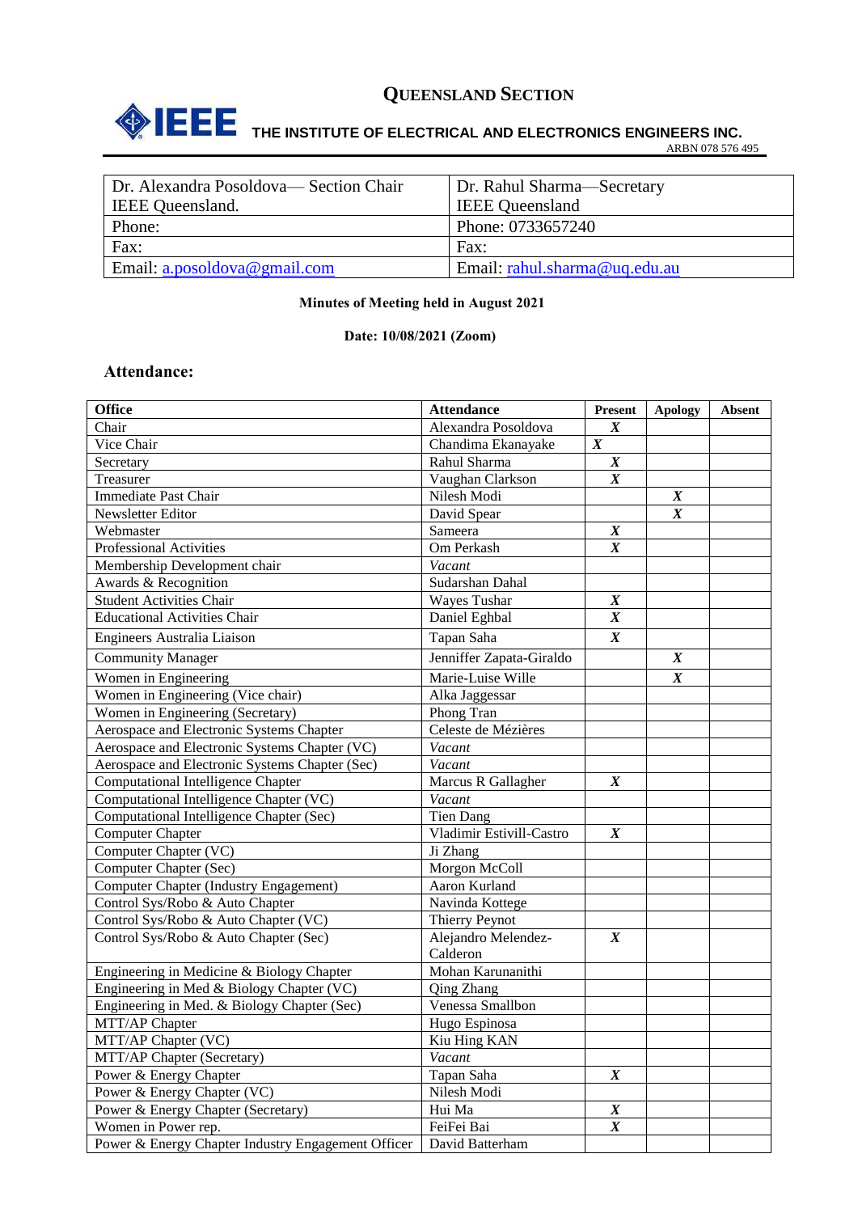# QUEENSLAND SECTION

**THE INSTITUTE OF ELECTRICAL AND ELECTRONICS ENGINEERS INC.**

ARBN 078 576 495

| Dr. Alexandra Posoldova— Section Chair IEEE Queensland. | Dr. Rahul Sharma—Secretary IEEE Queensland |
|---|---|
| Phone: | Phone: 0733657240 |
| Fax: | Fax: |
| Email: a.posoldova@gmail.com | Email: rahul.sharma@uq.edu.au |

**Minutes of Meeting held in August 2021**

**Date: 10/08/2021 (Zoom)**

## Attendance:

| Office | Attendance | Present | Apology | Absent |
|---|---|---|---|---|
| Chair | Alexandra Posoldova | *X* | | |
| Vice Chair | Chandima Ekanayake | *X* | | |
| Secretary | Rahul Sharma | *X* | | |
| Treasurer | Vaughan Clarkson | *X* | | |
| Immediate Past Chair | Nilesh Modi | | *X* | |
| Newsletter Editor | David Spear | | *X* | |
| Webmaster | Sameera | *X* | | |
| Professional Activities | Om Perkash | *X* | | |
| Membership Development chair | *Vacant* | | | |
| Awards & Recognition | Sudarshan Dahal | | | |
| Student Activities Chair | Wayes Tushar | *X* | | |
| Educational Activities Chair | Daniel Eghbal | *X* | | |
| Engineers Australia Liaison | Tapan Saha | *X* | | |
| Community Manager | Jenniffer Zapata-Giraldo | | *X* | |
| Women in Engineering | Marie-Luise Wille | | *X* | |
| Women in Engineering (Vice chair) | Alka Jaggessar | | | |
| Women in Engineering (Secretary) | Phong Tran | | | |
| Aerospace and Electronic Systems Chapter | Celeste de Mézières | | | |
| Aerospace and Electronic Systems Chapter (VC) | *Vacant* | | | |
| Aerospace and Electronic Systems Chapter (Sec) | *Vacant* | | | |
| Computational Intelligence Chapter | Marcus R Gallagher | *X* | | |
| Computational Intelligence Chapter (VC) | *Vacant* | | | |
| Computational Intelligence Chapter (Sec) | Tien Dang | | | |
| Computer Chapter | Vladimir Estivill-Castro | *X* | | |
| Computer Chapter (VC) | Ji Zhang | | | |
| Computer Chapter (Sec) | Morgon McColl | | | |
| Computer Chapter (Industry Engagement) | Aaron Kurland | | | |
| Control Sys/Robo & Auto Chapter | Navinda Kottege | | | |
| Control Sys/Robo & Auto Chapter (VC) | Thierry Peynot | | | |
| Control Sys/Robo & Auto Chapter (Sec) | Alejandro Melendez-Calderon | *X* | | |
| Engineering in Medicine & Biology Chapter | Mohan Karunanithi | | | |
| Engineering in Med & Biology Chapter (VC) | Qing Zhang | | | |
| Engineering in Med. & Biology Chapter (Sec) | Venessa Smallbon | | | |
| MTT/AP Chapter | Hugo Espinosa | | | |
| MTT/AP Chapter (VC) | Kiu Hing KAN | | | |
| MTT/AP Chapter (Secretary) | *Vacant* | | | |
| Power & Energy Chapter | Tapan Saha | *X* | | |
| Power & Energy Chapter (VC) | Nilesh Modi | | | |
| Power & Energy Chapter (Secretary) | Hui Ma | *X* | | |
| Women in Power rep. | FeiFei Bai | *X* | | |
| Power & Energy Chapter Industry Engagement Officer | David Batterham | | | |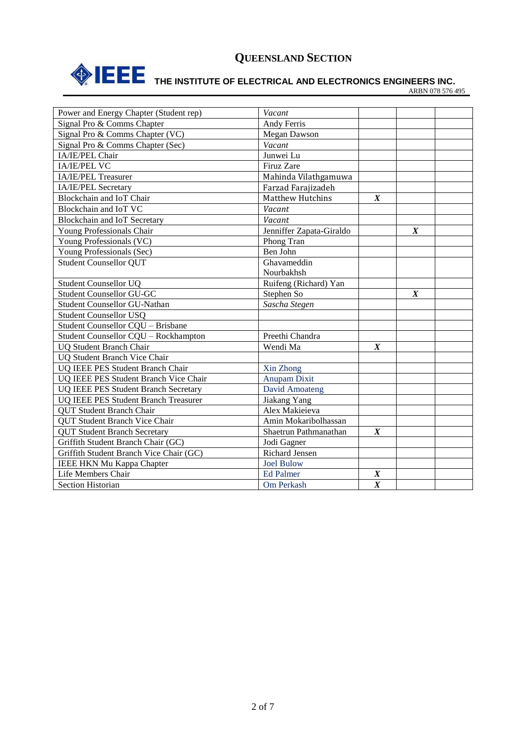# QUEENSLAND SECTION

## THE INSTITUTE OF ELECTRICAL AND ELECTRONICS ENGINEERS INC.

ARBN 078 576 495

| | | | | |
|---|---|---|---|---|
| Power and Energy Chapter (Student rep) | *Vacant* | | | |
| Signal Pro & Comms Chapter | Andy Ferris | | | |
| Signal Pro & Comms Chapter (VC) | Megan Dawson | | | |
| Signal Pro & Comms Chapter (Sec) | *Vacant* | | | |
| IA/IE/PEL Chair | Junwei Lu | | | |
| IA/IE/PEL VC | Firuz Zare | | | |
| IA/IE/PEL Treasurer | Mahinda Vilathgamuwa | | | |
| IA/IE/PEL Secretary | Farzad Farajizadeh | | | |
| Blockchain and IoT Chair | Matthew Hutchins | ***X*** | | |
| Blockchain and IoT VC | *Vacant* | | | |
| Blockchain and IoT Secretary | *Vacant* | | | |
| Young Professionals Chair | Jenniffer Zapata-Giraldo | | ***X*** | |
| Young Professionals (VC) | Phong Tran | | | |
| Young Professionals (Sec) | Ben John | | | |
| Student Counsellor QUT | Ghavameddin Nourbakhsh | | | |
| Student Counsellor UQ | Ruifeng (Richard) Yan | | | |
| Student Counsellor GU-GC | Stephen So | | ***X*** | |
| Student Counsellor GU-Nathan | *Sascha Stegen* | | | |
| Student Counsellor USQ | | | | |
| Student Counsellor CQU – Brisbane | | | | |
| Student Counsellor CQU – Rockhampton | Preethi Chandra | | | |
| UQ Student Branch Chair | Wendi Ma | ***X*** | | |
| UQ Student Branch Vice Chair | | | | |
| UQ IEEE PES Student Branch Chair | Xin Zhong | | | |
| UQ IEEE PES Student Branch Vice Chair | Anupam Dixit | | | |
| UQ IEEE PES Student Branch Secretary | David Amoateng | | | |
| UQ IEEE PES Student Branch Treasurer | Jiakang Yang | | | |
| QUT Student Branch Chair | Alex Makieieva | | | |
| QUT Student Branch Vice Chair | Amin Mokaribolhassan | | | |
| QUT Student Branch Secretary | Shaetrun Pathmanathan | ***X*** | | |
| Griffith Student Branch Chair (GC) | Jodi Gagner | | | |
| Griffith Student Branch Vice Chair (GC) | Richard Jensen | | | |
| IEEE HKN Mu Kappa Chapter | Joel Bulow | | | |
| Life Members Chair | Ed Palmer | ***X*** | | |
| Section Historian | Om Perkash | ***X*** | | |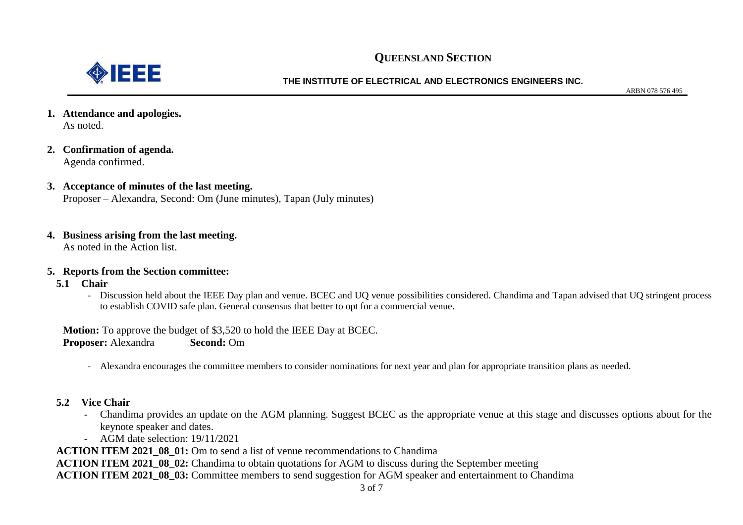**1. Attendance and apologies.**
As noted.

**2. Confirmation of agenda.**
Agenda confirmed.

**3. Acceptance of minutes of the last meeting.**
Proposer – Alexandra, Second: Om (June minutes), Tapan (July minutes)

**4. Business arising from the last meeting.**
As noted in the Action list.

**5. Reports from the Section committee:**

**5.1 Chair**

- Discussion held about the IEEE Day plan and venue. BCEC and UQ venue possibilities considered. Chandima and Tapan advised that UQ stringent process to establish COVID safe plan. General consensus that better to opt for a commercial venue.

**Motion:** To approve the budget of $3,520 to hold the IEEE Day at BCEC.
**Proposer:** Alexandra **Second:** Om

- Alexandra encourages the committee members to consider nominations for next year and plan for appropriate transition plans as needed.

**5.2 Vice Chair**

- Chandima provides an update on the AGM planning. Suggest BCEC as the appropriate venue at this stage and discusses options about for the keynote speaker and dates.
- AGM date selection: 19/11/2021

**ACTION ITEM 2021_08_01:** Om to send a list of venue recommendations to Chandima
**ACTION ITEM 2021_08_02:** Chandima to obtain quotations for AGM to discuss during the September meeting
**ACTION ITEM 2021_08_03:** Committee members to send suggestion for AGM speaker and entertainment to Chandima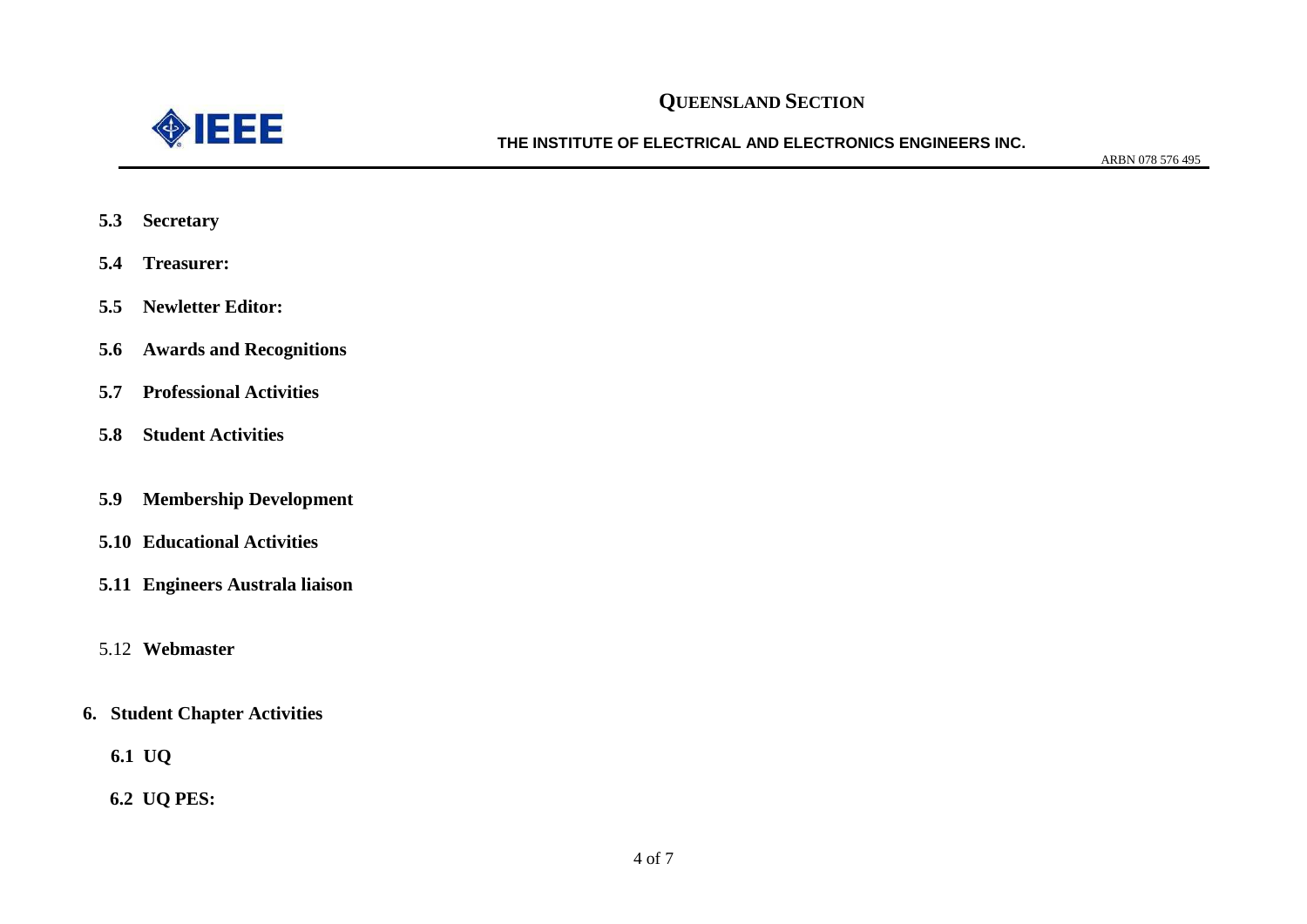**5.3 Secretary**

**5.4 Treasurer:**

**5.5 Newletter Editor:**

**5.6 Awards and Recognitions**

**5.7 Professional Activities**

**5.8 Student Activities**

**5.9 Membership Development**

**5.10 Educational Activities**

**5.11 Engineers Australa liaison**

5.12 **Webmaster**

**6. Student Chapter Activities**

**6.1 UQ**

**6.2 UQ PES:**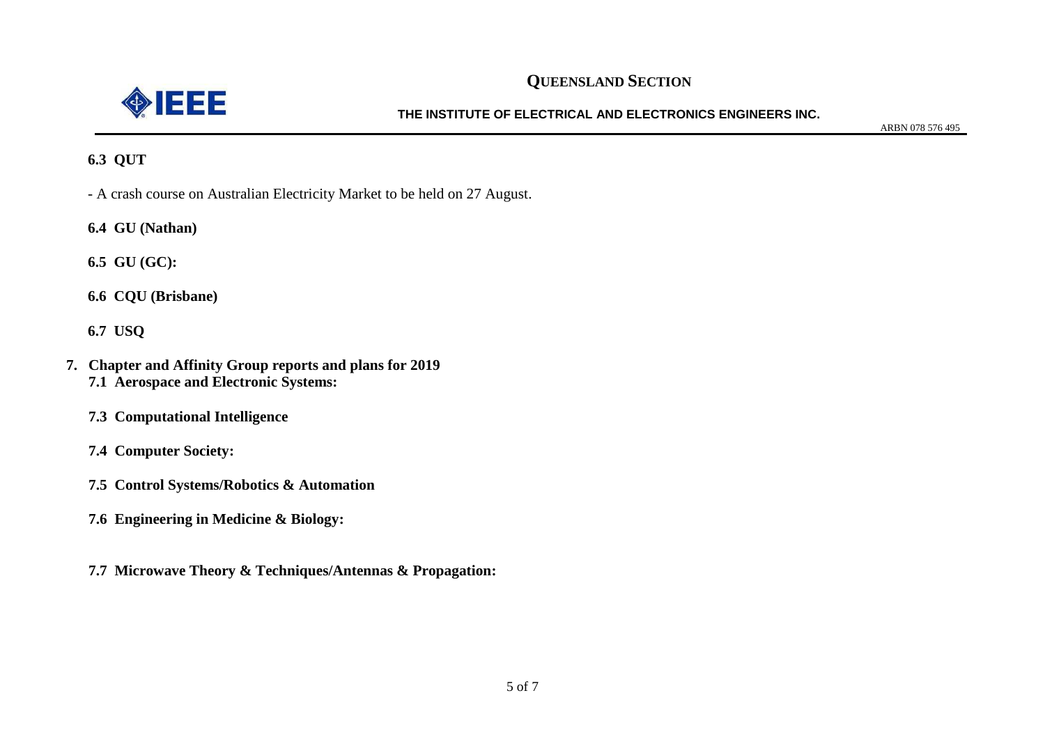**6.3 QUT**

- A crash course on Australian Electricity Market to be held on 27 August.

**6.4 GU (Nathan)**

**6.5 GU (GC):**

**6.6 CQU (Brisbane)**

**6.7 USQ**

**7. Chapter and Affinity Group reports and plans for 2019**

**7.1 Aerospace and Electronic Systems:**

**7.3 Computational Intelligence**

**7.4 Computer Society:**

**7.5 Control Systems/Robotics & Automation**

**7.6 Engineering in Medicine & Biology:**

**7.7 Microwave Theory & Techniques/Antennas & Propagation:**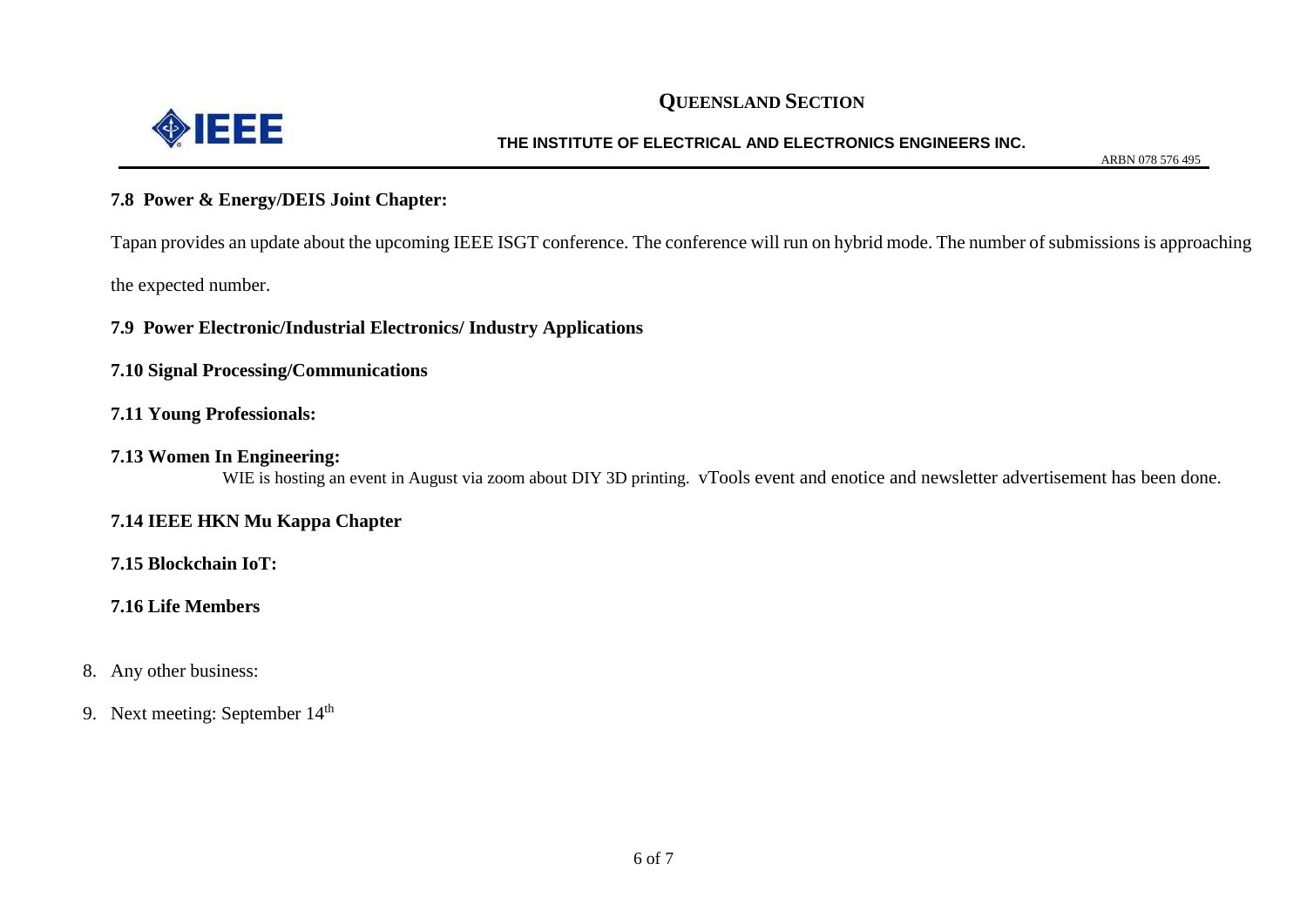**7.8 Power & Energy/DEIS Joint Chapter:**

Tapan provides an update about the upcoming IEEE ISGT conference. The conference will run on hybrid mode. The number of submissions is approaching the expected number.

**7.9 Power Electronic/Industrial Electronics/ Industry Applications**

**7.10 Signal Processing/Communications**

**7.11 Young Professionals:**

**7.13 Women In Engineering:**

WIE is hosting an event in August via zoom about DIY 3D printing. vTools event and enotice and newsletter advertisement has been done.

**7.14 IEEE HKN Mu Kappa Chapter**

**7.15 Blockchain IoT:**

**7.16 Life Members**

8. Any other business:
9. Next meeting: September 14th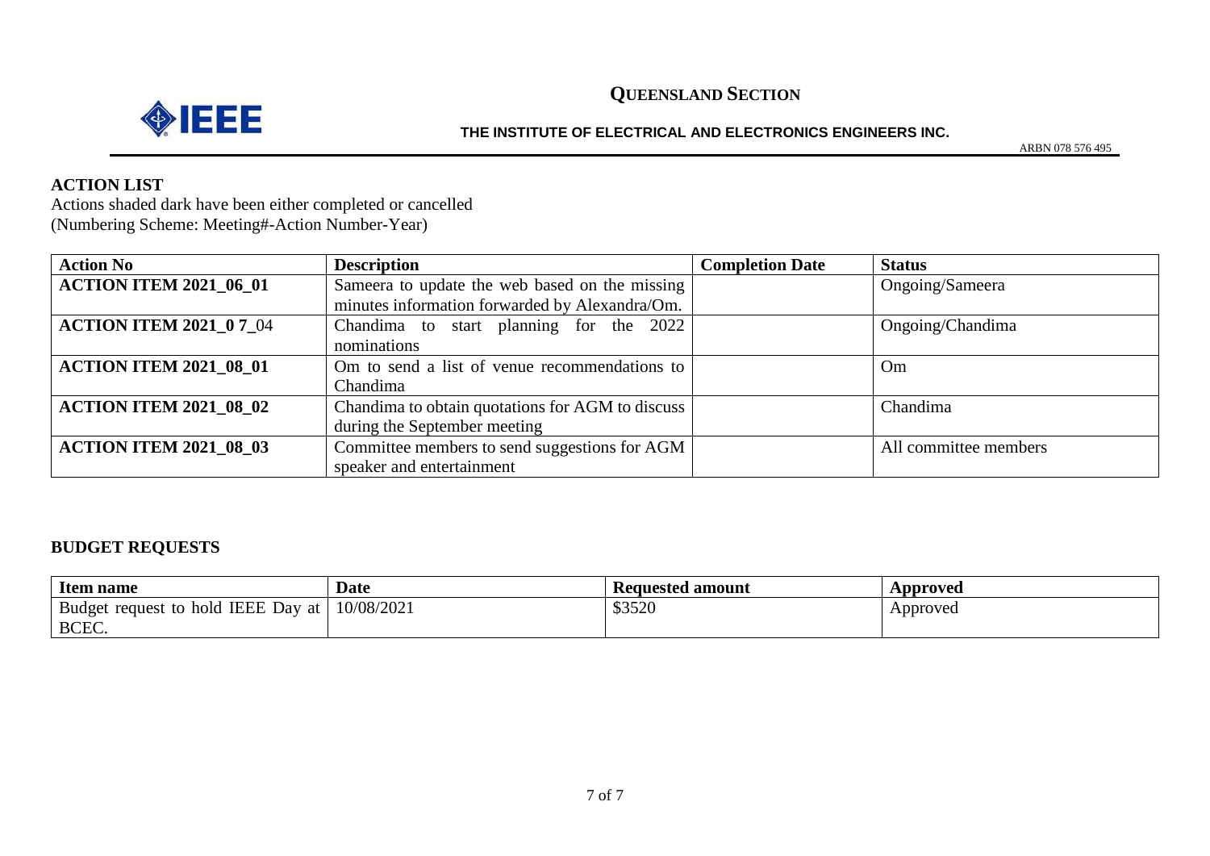# QUEENSLAND SECTION

**THE INSTITUTE OF ELECTRICAL AND ELECTRONICS ENGINEERS INC.**

ARBN 078 576 495

**ACTION LIST**

Actions shaded dark have been either completed or cancelled
(Numbering Scheme: Meeting#-Action Number-Year)

| Action No | Description | Completion Date | Status |
|---|---|---|---|
| **ACTION ITEM 2021_06_01** | Sameera to update the web based on the missing minutes information forwarded by Alexandra/Om. | | Ongoing/Sameera |
| **ACTION ITEM 2021_0 7_**04 | Chandima to start planning for the 2022 nominations | | Ongoing/Chandima |
| **ACTION ITEM 2021_08_01** | Om to send a list of venue recommendations to Chandima | | Om |
| **ACTION ITEM 2021_08_02** | Chandima to obtain quotations for AGM to discuss during the September meeting | | Chandima |
| **ACTION ITEM 2021_08_03** | Committee members to send suggestions for AGM speaker and entertainment | | All committee members |

**BUDGET REQUESTS**

| Item name | Date | Requested amount | Approved |
|---|---|---|---|
| Budget request to hold IEEE Day at BCEC. | 10/08/2021 | $3520 | Approved |